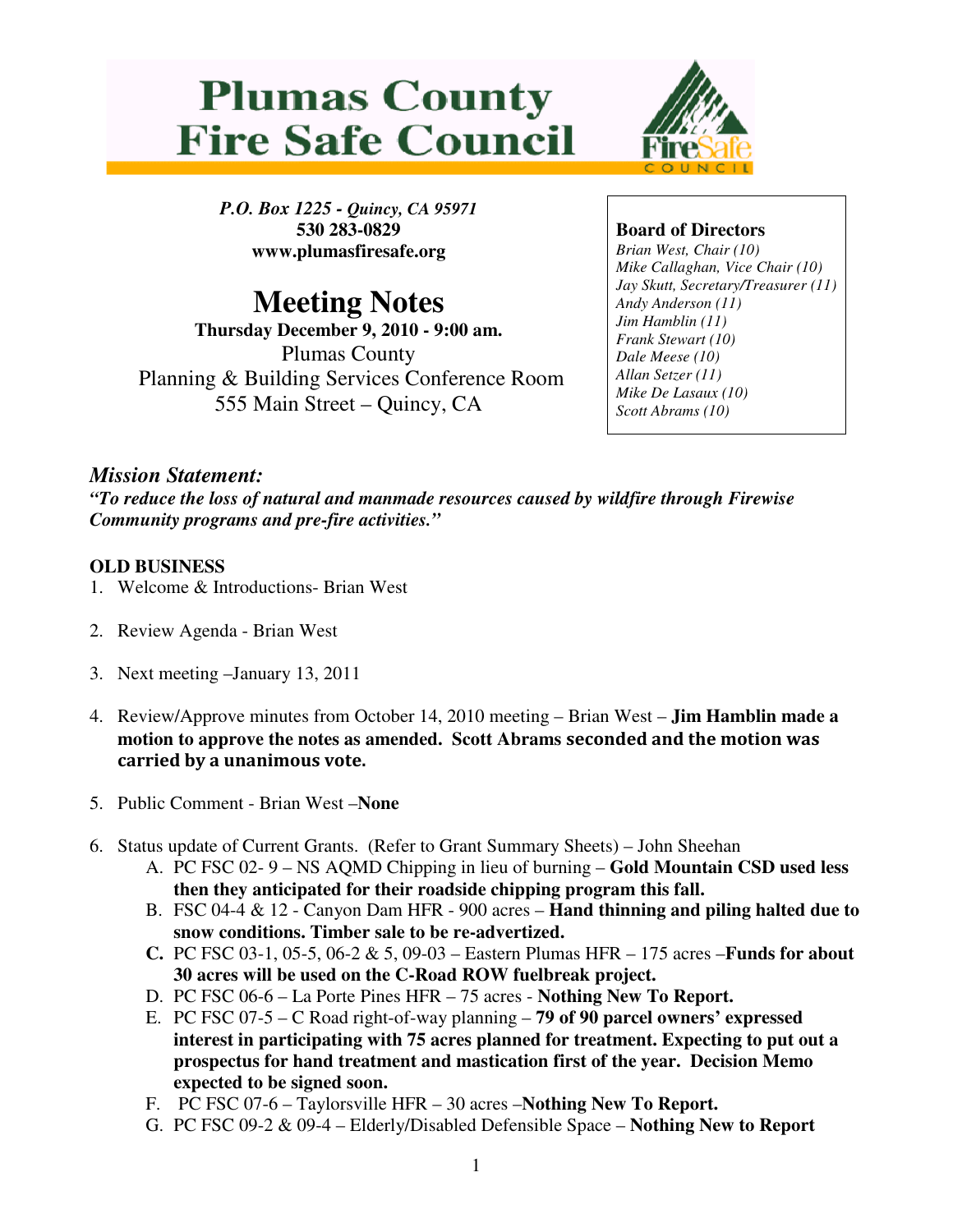# Plumas County Fire Safe Council

*P.O. Box 1225 - Quincy, CA 95971*
**530 283-0829**
**www.plumasfiresafe.org**

# Meeting Notes

**Thursday December 9, 2010 - 9:00 am.**
Plumas County
Planning & Building Services Conference Room
555 Main Street – Quincy, CA

**Board of Directors**
*Brian West, Chair (10)*
*Mike Callaghan, Vice Chair (10)*
*Jay Skutt, Secretary/Treasurer (11)*
*Andy Anderson (11)*
*Jim Hamblin (11)*
*Frank Stewart (10)*
*Dale Meese (10)*
*Allan Setzer (11)*
*Mike De Lasaux (10)*
*Scott Abrams (10)*

## *Mission Statement:*

***"To reduce the loss of natural and manmade resources caused by wildfire through Firewise Community programs and pre-fire activities."***

**OLD BUSINESS**

1. Welcome & Introductions- Brian West
2. Review Agenda - Brian West
3. Next meeting –January 13, 2011
4. Review/Approve minutes from October 14, 2010 meeting – Brian West – **Jim Hamblin made a motion to approve the notes as amended. Scott Abrams seconded and the motion was carried by a unanimous vote.**
5. Public Comment - Brian West –**None**
6. Status update of Current Grants. (Refer to Grant Summary Sheets) – John Sheehan
   - A. PC FSC 02- 9 – NS AQMD Chipping in lieu of burning – **Gold Mountain CSD used less then they anticipated for their roadside chipping program this fall.**
   - B. FSC 04-4 & 12 - Canyon Dam HFR - 900 acres – **Hand thinning and piling halted due to snow conditions. Timber sale to be re-advertized.**
   - **C.** PC FSC 03-1, 05-5, 06-2 & 5, 09-03 – Eastern Plumas HFR – 175 acres –**Funds for about 30 acres will be used on the C-Road ROW fuelbreak project.**
   - D. PC FSC 06-6 – La Porte Pines HFR – 75 acres - **Nothing New To Report.**
   - E. PC FSC 07-5 – C Road right-of-way planning – **79 of 90 parcel owners' expressed interest in participating with 75 acres planned for treatment. Expecting to put out a prospectus for hand treatment and mastication first of the year. Decision Memo expected to be signed soon.**
   - F. PC FSC 07-6 – Taylorsville HFR – 30 acres –**Nothing New To Report.**
   - G. PC FSC 09-2 & 09-4 – Elderly/Disabled Defensible Space – **Nothing New to Report**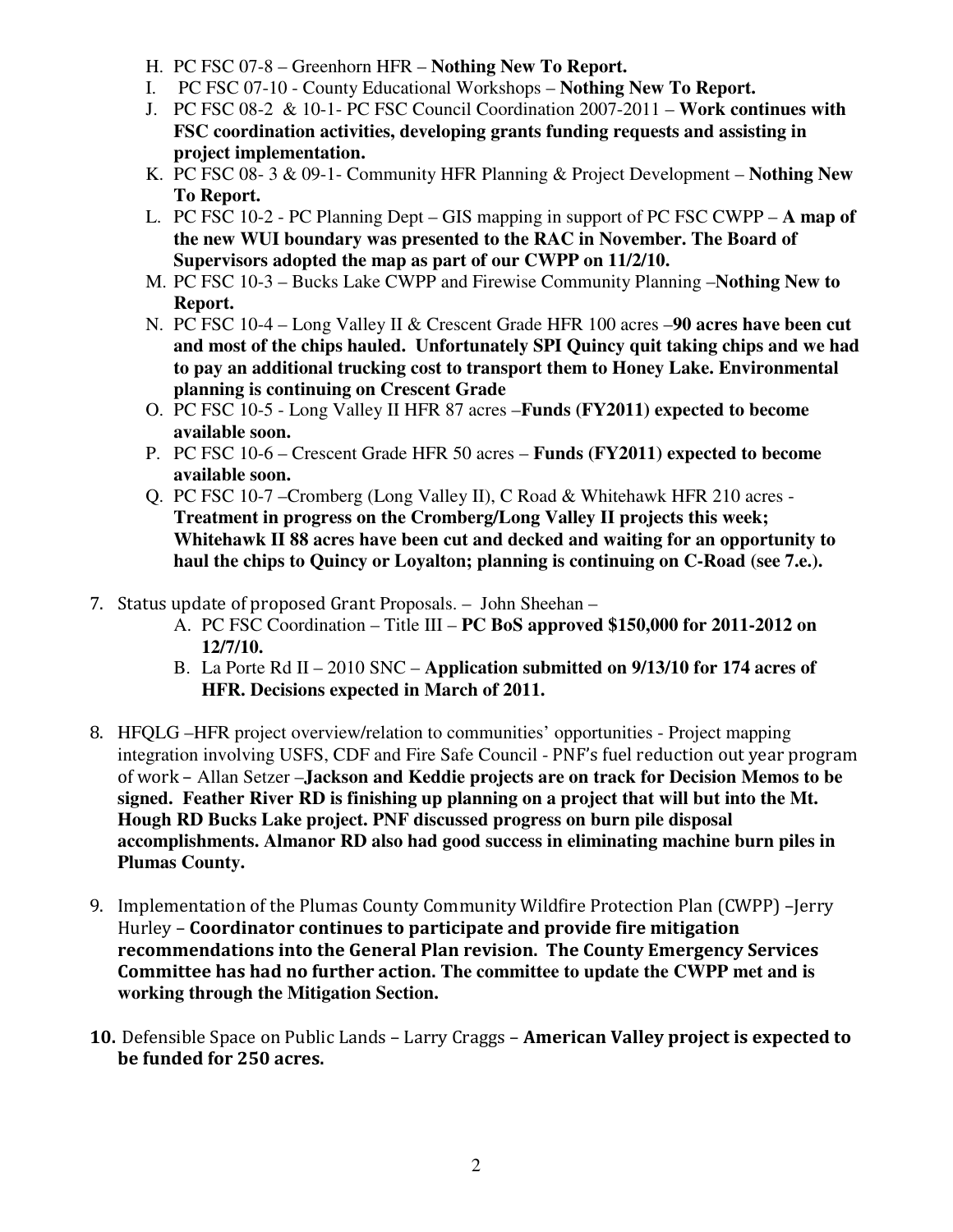H. PC FSC 07-8 – Greenhorn HFR – **Nothing New To Report.**

I. PC FSC 07-10 - County Educational Workshops – **Nothing New To Report.**

J. PC FSC 08-2 & 10-1- PC FSC Council Coordination 2007-2011 – **Work continues with FSC coordination activities, developing grants funding requests and assisting in project implementation.**

K. PC FSC 08- 3 & 09-1- Community HFR Planning & Project Development – **Nothing New To Report.**

L. PC FSC 10-2 - PC Planning Dept – GIS mapping in support of PC FSC CWPP – **A map of the new WUI boundary was presented to the RAC in November. The Board of Supervisors adopted the map as part of our CWPP on 11/2/10.**

M. PC FSC 10-3 – Bucks Lake CWPP and Firewise Community Planning –**Nothing New to Report.**

N. PC FSC 10-4 – Long Valley II & Crescent Grade HFR 100 acres –**90 acres have been cut and most of the chips hauled. Unfortunately SPI Quincy quit taking chips and we had to pay an additional trucking cost to transport them to Honey Lake. Environmental planning is continuing on Crescent Grade**

O. PC FSC 10-5 - Long Valley II HFR 87 acres –**Funds (FY2011) expected to become available soon.**

P. PC FSC 10-6 – Crescent Grade HFR 50 acres – **Funds (FY2011) expected to become available soon.**

Q. PC FSC 10-7 –Cromberg (Long Valley II), C Road & Whitehawk HFR 210 acres - **Treatment in progress on the Cromberg/Long Valley II projects this week; Whitehawk II 88 acres have been cut and decked and waiting for an opportunity to haul the chips to Quincy or Loyalton; planning is continuing on C-Road (see 7.e.).**

7. Status update of proposed Grant Proposals. – John Sheehan –
   A. PC FSC Coordination – Title III – **PC BoS approved $150,000 for 2011-2012 on 12/7/10.**
   B. La Porte Rd II – 2010 SNC – **Application submitted on 9/13/10 for 174 acres of HFR. Decisions expected in March of 2011.**

8. HFQLG –HFR project overview/relation to communities' opportunities - Project mapping integration involving USFS, CDF and Fire Safe Council - PNF's fuel reduction out year program of work – Allan Setzer –**Jackson and Keddie projects are on track for Decision Memos to be signed. Feather River RD is finishing up planning on a project that will but into the Mt. Hough RD Bucks Lake project. PNF discussed progress on burn pile disposal accomplishments. Almanor RD also had good success in eliminating machine burn piles in Plumas County.**

9. Implementation of the Plumas County Community Wildfire Protection Plan (CWPP) –Jerry Hurley – **Coordinator continues to participate and provide fire mitigation recommendations into the General Plan revision. The County Emergency Services Committee has had no further action. The committee to update the CWPP met and is working through the Mitigation Section.**

10. Defensible Space on Public Lands – Larry Craggs – **American Valley project is expected to be funded for 250 acres.**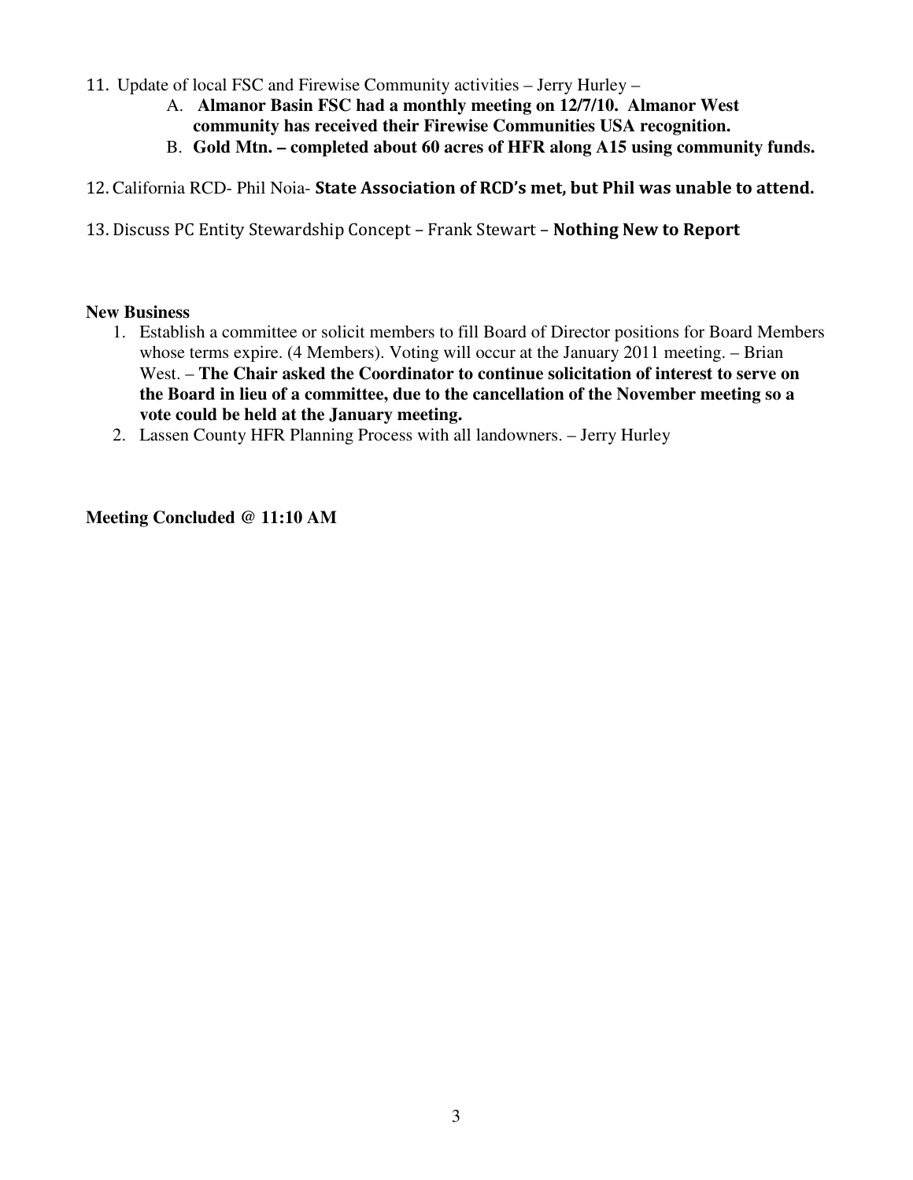11. Update of local FSC and Firewise Community activities – Jerry Hurley –
    A. **Almanor Basin FSC had a monthly meeting on 12/7/10. Almanor West community has received their Firewise Communities USA recognition.**
    B. **Gold Mtn. – completed about 60 acres of HFR along A15 using community funds.**

12. California RCD- Phil Noia- **State Association of RCD's met, but Phil was unable to attend.**

13. Discuss PC Entity Stewardship Concept – Frank Stewart – **Nothing New to Report**

**New Business**

1. Establish a committee or solicit members to fill Board of Director positions for Board Members whose terms expire. (4 Members). Voting will occur at the January 2011 meeting. – Brian West. – **The Chair asked the Coordinator to continue solicitation of interest to serve on the Board in lieu of a committee, due to the cancellation of the November meeting so a vote could be held at the January meeting.**
2. Lassen County HFR Planning Process with all landowners. – Jerry Hurley

**Meeting Concluded @ 11:10 AM**